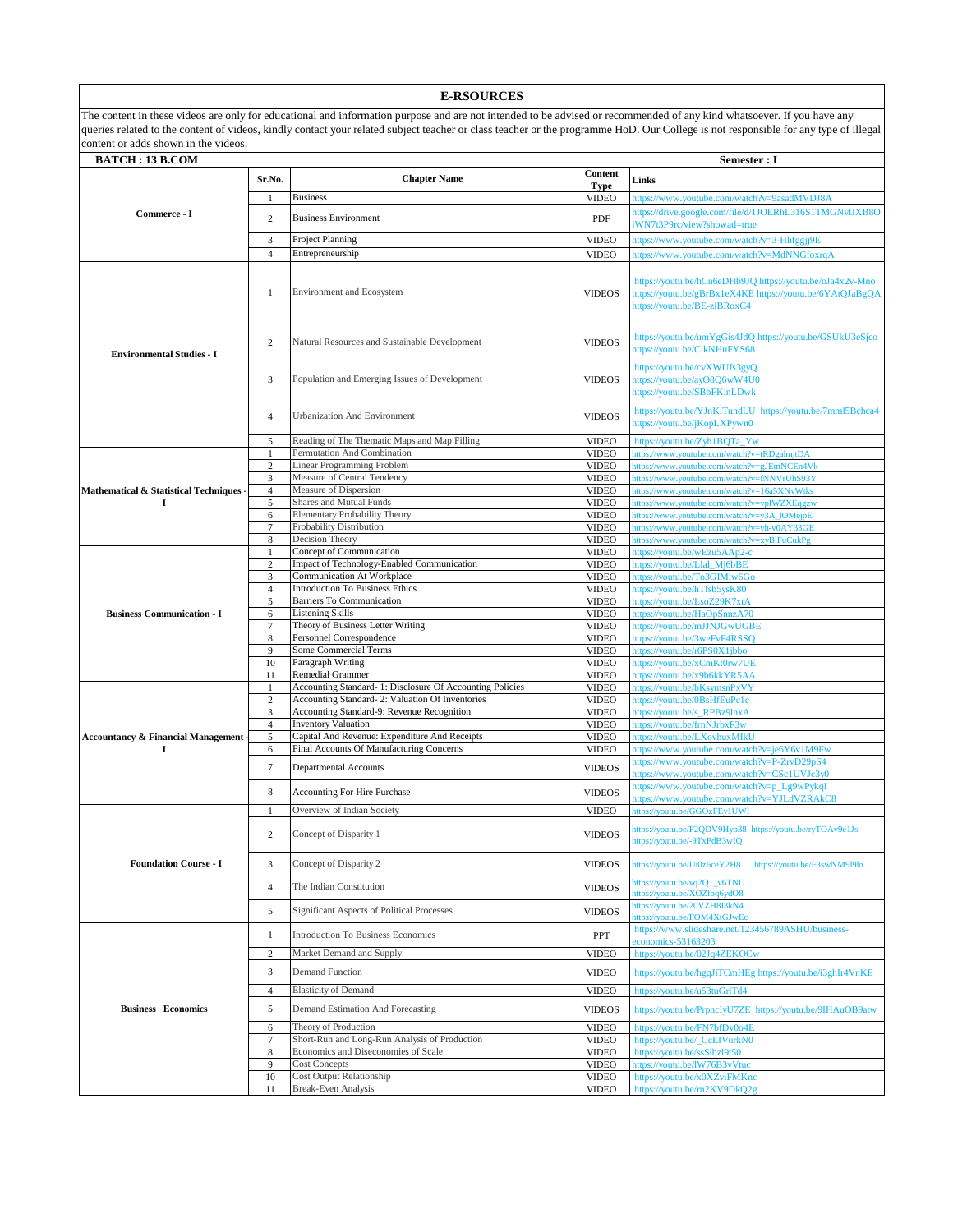# E-RSOURCES

The content in these videos are only for educational and information purpose and are not intended to be advised or recommended of any kind whatsoever. If you have any queries related to the content of videos, kindly contact your related subject teacher or class teacher or the programme HoD. Our College is not responsible for any type of illegal content or adds shown in the videos.

**BATCH : 13 B.COM** | **Semester : I**

| | Sr.No. | Chapter Name | Content Type | Links |
|---|---|---|---|---|
| **Commerce - I** | 1 | Business | VIDEO | https://www.youtube.com/watch?v=9asadMVDJ8A |
| | 2 | Business Environment | PDF | https://drive.google.com/file/d/1JOERhL316S1TMGNvlJXB8OiWN7t3P9rc/view?showad=true |
| | 3 | Project Planning | VIDEO | https://www.youtube.com/watch?v=3-Hhfggjj9E |
| | 4 | Entrepreneurship | VIDEO | https://www.youtube.com/watch?v=MdNNGfoxrqA |
| **Environmental Studies - I** | 1 | Environment and Ecosystem | VIDEOS | https://youtu.be/hCn6eDHb9JQ https://youtu.be/oJa4x2v-Mno https://youtu.be/gBrBx1eX4KE https://youtu.be/6YAtQJaBgQA https://youtu.be/BE-ziBRoxC4 |
| | 2 | Natural Resources and Sustainable Development | VIDEOS | https://youtu.be/umYgGis4JdQ https://youtu.be/GSUkU3eSjco https://youtu.be/ClkNHuFYS68 |
| | 3 | Population and Emerging Issues of Development | VIDEOS | https://youtu.be/cvXWUfs3gyQ https://youtu.be/ayO8Q6wW4U0 https://youtu.be/SBbFKinLDwk |
| | 4 | Urbanization And Environment | VIDEOS | https://youtu.be/YJnKiTundLU https://youtu.be/7mml5Bchca4 https://youtu.be/jKopLXPywn0 |
| | 5 | Reading of The Thematic Maps and Map Filling | VIDEO | https://youtu.be/Zyh1BQTa_Yw |
| **Mathematical & Statistical Techniques - I** | 1 | Permutation And Combination | VIDEO | https://www.youtube.com/watch?v=tRDgalmjtDA |
| | 2 | Linear Programming Problem | VIDEO | https://www.youtube.com/watch?v=gJEmNCEn4Vk |
| | 3 | Measure of Central Tendency | VIDEO | https://www.youtube.com/watch?v=fNNVrUhS93Y |
| | 4 | Measure of Dispersion | VIDEO | https://www.youtube.com/watch?v=16a5XNvWtks |
| | 5 | Shares and Mutual Funds | VIDEO | https://www.youtube.com/watch?v=vpIWZXEqgzw |
| | 6 | Elementary Probability Theory | VIDEO | https://www.youtube.com/watch?v=y3A_lOMejpE |
| | 7 | Probability Distribution | VIDEO | https://www.youtube.com/watch?v=vh-v0AY33GE |
| | 8 | Decision Theory | VIDEO | https://www.youtube.com/watch?v=xyBlFuCukPg |
| **Business Communication - I** | 1 | Concept of Communication | VIDEO | https://youtu.be/wEzu5AAp2-c |
| | 2 | Impact of Technology-Enabled Communication | VIDEO | https://youtu.be/Llal_Mj6bBE |
| | 3 | Communication At Workplace | VIDEO | https://youtu.be/To3GIMiw6Go |
| | 4 | Introduction To Business Ethics | VIDEO | https://youtu.be/hTfsb5ysK80 |
| | 5 | Barriers To Communication | VIDEO | https://youtu.be/LsoZ29K7xtA |
| | 6 | Listening Skills | VIDEO | https://youtu.be/HaOpSmzA70 |
| | 7 | Theory of Business Letter Writing | VIDEO | https://youtu.be/mJJNJGwUGBE |
| | 8 | Personnel Correspondence | VIDEO | https://youtu.be/3weFvF4RSSQ |
| | 9 | Some Commercial Terms | VIDEO | https://youtu.be/r6PS0X1jbbo |
| | 10 | Paragraph Writing | VIDEO | https://youtu.be/xCmKt0rw7UE |
| | 11 | Remedial Grammer | VIDEO | https://youtu.be/x9b6kkYR5AA |
| **Accountancy & Financial Management - I** | 1 | Accounting Standard- 1: Disclosure Of Accounting Policies | VIDEO | https://youtu.be/bKsymsnPxVY |
| | 2 | Accounting Standard- 2: Valuation Of Inventories | VIDEO | https://youtu.be/0BsHfEuPc1c |
| | 3 | Accounting Standard-9: Revenue Recognition | VIDEO | https://youtu.be/s_RPBz9lnxA |
| | 4 | Inventory Valuation | VIDEO | https://youtu.be/frnNJrbxF3w |
| | 5 | Capital And Revenue: Expenditure And Receipts | VIDEO | https://youtu.be/LXovhuxMIkU |
| | 6 | Final Accounts Of Manufacturing Concerns | VIDEO | https://www.youtube.com/watch?v=je6Y6v1M9Fw |
| | 7 | Departmental Accounts | VIDEOS | https://www.youtube.com/watch?v=P-ZrvD29pS4 https://www.youtube.com/watch?v=CSc1UVJc3y0 |
| | 8 | Accounting For Hire Purchase | VIDEOS | https://www.youtube.com/watch?v=p_Lg9wPykqI https://www.youtube.com/watch?v=YJLdVZRAkC8 |
| **Foundation Course - I** | 1 | Overview of Indian Society | VIDEO | https://youtu.be/GGOzFEy1UWI |
| | 2 | Concept of Disparity 1 | VIDEOS | https://youtu.be/F2QDV9Hyb38 https://youtu.be/ryTOAv9e1Js https://youtu.be/-9TxPdB3wIQ |
| | 3 | Concept of Disparity 2 | VIDEOS | https://youtu.be/Ui0z6ceY2H8 https://youtu.be/F3swNM9l9lo |
| | 4 | The Indian Constitution | VIDEOS | https://youtu.be/vq2Q1_v6TNU https://youtu.be/XOZfbq6ydO8 |
| | 5 | Significant Aspects of Political Processes | VIDEOS | https://youtu.be/20VZH8I3kN4 https://youtu.be/FOM4XtGJwEc |
| **Business Economics** | 1 | Introduction To Business Economics | PPT | https://www.slideshare.net/123456789ASHU/business-economics-53163203 |
| | 2 | Market Demand and Supply | VIDEO | https://youtu.be/02Jq4ZEKOCw |
| | 3 | Demand Function | VIDEO | https://youtu.be/hgqJiTCmHEg https://youtu.be/i3ghIr4VnKE |
| | 4 | Elasticity of Demand | VIDEO | https://youtu.be/u53tuGrlTd4 |
| | 5 | Demand Estimation And Forecasting | VIDEOS | https://youtu.be/PrpncIyU7ZE https://youtu.be/9IHAuOB9atw |
| | 6 | Theory of Production | VIDEO | https://youtu.be/FN7bfDv0o4E |
| | 7 | Short-Run and Long-Run Analysis of Production | VIDEO | https://youtu.be/_CcEfVurkN0 |
| | 8 | Economics and Diseconomies of Scale | VIDEO | https://youtu.be/ssSlbzl9t50 |
| | 9 | Cost Concepts | VIDEO | https://youtu.be/lW76B3vVtuc |
| | 10 | Cost Output Relationship | VIDEO | https://youtu.be/x0XZviFMKnc |
| | 11 | Break-Even Analysis | VIDEO | https://youtu.be/rn2KV9DkQ2g |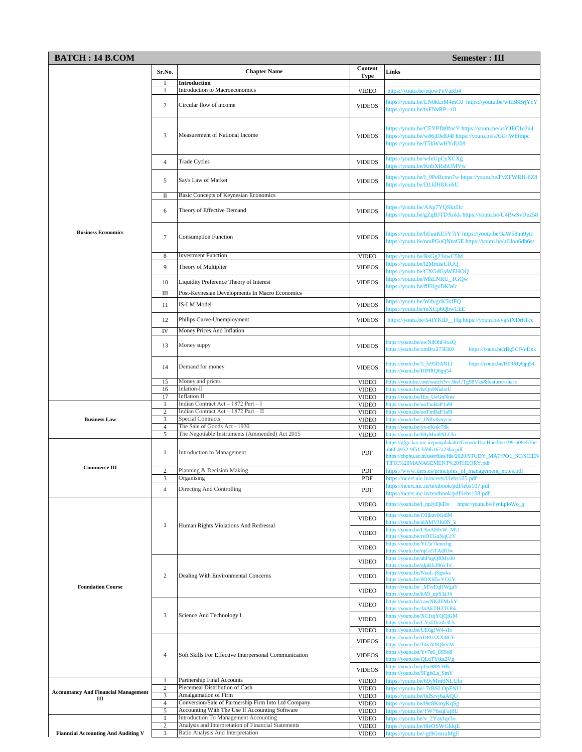| BATCH : 14 B.COM | | | | Semester : III |
|---|---|---|---|---|
| | Sr.No. | Chapter Name | Content Type | Links |
| Business Economics | I | Introduction | | |
| | 1 | Introduction to Macroeconomics | VIDEO | https://youtu.be/eqowPeVaRb4 |
| | 2 | Circular flow of income | VIDEOS | https://youtu.be/LN0kLrM4mC0 https://youtu.be/wIiB8BrjYcY https://youtu.be/tvFNvRP--10 |
| | 3 | Measurement of National Income | VIDEOS | https://youtu.be/CEYPDt0fncY https://youtu.be/usYJEC1e2n4 https://youtu.be/w86j0Je8J4I https://youtu.be/sARFjWhfmpc https://youtu.be/T5kWwHYdU08 |
| | 4 | Trade Cycles | VIDEOS | https://youtu.be/wJeUpCyXCXg https://youtu.be/KnbXRshUMVw |
| | 5 | Say's Law of Market | VIDEOS | https://youtu.be/I_9PeRcmo7w https://youtu.be/FvZFWRH-6Z8 https://youtu.be/DLklH8JcehU |
| | II | Basic Concepts of Keynesian Economics | | |
| | 6 | Theory of Effective Demand | VIDEOS | https://youtu.be/AAp7YQSkzDc https://youtu.be/gZqBJTDXokk https://youtu.be/U4BwSvDuz58 |
| | 7 | Consumption Function | VIDEOS | https://youtu.be/bEuuKE5Y7iY https://youtu.be/3aW58un9ytc https://youtu.be/nmPGuQNnsGE https://youtu.be/ulHoo6db6ss |
| | 8 | Investment Function | VIDEO | https://youtu.be/RsGg23nwC5M |
| | 9 | Theory of Multiplier | VIDEOS | https://youtu.be/l2MmisiCIUQ https://youtu.be/CXGdGyWEHOQ |
| | 10 | Liquidity Preference Theory of Interest | VIDEOS | https://youtu.be/MhLNRU_TGQw https://youtu.be/flEligxDKWc |
| | III | Post-Keynesian Developments In Macro Economics | | |
| | 11 | IS-LM Model | VIDEOS | https://youtu.be/WdvgzK5kfFQ https://youtu.be/mXCp6QbwCkE |
| | 12 | Philips Curve-Unemployment | VIDEOS | https://youtu.be/54IYKID__Hg https://youtu.be/vg5IXDrhTcc |
| | IV | Money Prices And Inflation | | |
| | 13 | Money suppy | VIDEOS | https://youtu.be/uwN8OhF4xzQ https://youtu.be/xmBtx273EK0 https://youtu.be/rBg5CfVoDnk |
| | 14 | Demand for money | VIDEOS | https://youtu.be/5_fs95DANLI https://youtu.be/H09RQ6jpj54 https://youtu.be/H09RQ6jpj54 |
| | 15 | Money and prices | VIDEO | https://youtube.com/watch?v=3hvUTg98Vks&feature=share |
| | 16 | Inlation-II | VIDEO | https://youtu.be/hrQn9NiabzU |
| | 17 | Inflation II | VIDEO | https://youtu.be/IEn_UeGnNnw |
| Business Law | 1 | Indian Contract Act – 1872 Part – I | VIDEO | https://youtu.be/uoTmBaP1a9I |
| | 2 | Indian Contract Act – 1872 Part – II | VIDEO | https://youtu.be/uoTmBaP1a9I |
| | 3 | Special Contracts | VIDEO | https://youtu.be/_JN0x4ynycw |
| | 4 | The Sale of Goods Act - 1930 | VIDEO | https://youtu.be/yx-eKnlc78k |
| | 5 | The Negotiable Instruments (Ammended) Act 2015 | VIDEO | https://youtu.be/69yMm8NLUlo |
| Commerce III | 1 | Introduction to Management | PDF | https://gfgc.kar.nic.in/punjalakatte/GenericDocHandler/199-b09e53be-ab6f-4952-9f51-b59b167a23ba.pdf https://cbpbu.ac.in/userfiles/file/2020/STUDY_MAT/POL_SC/SCIENTIFIC%20MANAGEMENT%20THEORY.pdf |
| | 2 | Planning & Decision Making | PDF | https://www.ders.es/principles_of_management_notes.pdf |
| | 3 | Organising | PDF | https://ncert.nic.in/ncerts/l/lebs105.pdf |
| | 4 | Directing And Controlling | PDF | https://ncert.nic.in/textbook/pdf/lebs107.pdf https://ncert.nic.in/textbook/pdf/lebs108.pdf |
| Foundation Course | 1 | Human Rights Violations And Redressal | VIDEO | https://youtu.be/I_npJyEj6Do https://youtu.be/FynLpIoWo_g |
| | | | VIDEO | https://youtu.be/O3jkuv0GdlM https://youtu.be/alAMVHu9N_k |
| | | | VIDEO | https://youtu.be/U6nAHIvW_MU https://youtu.be/rvDTGuNqCcY |
| | | | VIDEO | https://youtu.be/YC5r7knuchg https://youtu.be/rqGr5TAdfOw |
| | 2 | Dealing With Environmental Concerns | VIDEO | https://youtu.be/abPagQRMv00 https://youtu.be/qIpKLJ86xTs\ |
| | | | VIDEO | https://youtu.be/NsuL-jSgwks https://youtu.be/8OXhl5cYO2Y |
| | | | VIDEO | https://youtu.be/_M5vEqHWgaY https://youtu.be/hA9_upS3a34 |
| | 3 | Science And Technology I | VIDEO | https://youtu.be/cawNKdFMxkY https://youtu.be/3nAETHZTObk |
| | | | VIDEO | https://youtu.be/XC1tqYQQiGM https://youtu.be/CYxDVzdr3Us |
| | | | VIDEO | https://youtu.be/UE6gJW4-slo |
| | 4 | Soft Skills For Effective Interpersonal Communication | VIDEOS | https://youtu.be/rDPUsXX487E https://youtu.be/T4viV0QbecM |
| | | | VIDEOS | https://youtu.be/Yv7e6_8SSo8 https://youtu.be/QLqTYtka2Vg |
| | | | VIDEOS | https://youtu.be/pl5n98Pt3Hk https://youtu.be/9FgfsLa_SmY |
| Accountancy And Financial Management III | 1 | Partnership Final Accounts | VIDEO | https://youtu.be/69yMm8NLUlo |
| | 2 | Piecemeal Distribution of Cash | VIDEO | https://youtu.be/-7rBSLOpFNU |
| | 3 | Amalgamation of Firm | VIDEO | https://youtu.be/0dSrvj6aAQU |
| | 4 | Conversion/Sale of Partnership Firm Into Ltd Company | VIDEO | https://youtu.be/l9c8KmyKqSg |
| | 5 | Accounting With The Use If Accounting Software | VIDEO | https://youtu.be/1W76sqFaj8U |
| Fianncial Accounting And Auditing V | 1 | Introduction To Management Accounting | VIDEO | https://youtu.be/v_2YayJqr3o |
| | 2 | Analysis and Interpretation of Financial Statements | VIDEO | https://youtu.be/8leOSWGkkjE |
| | 3 | Ratio Analysis And Interpretation | VIDEO | https://youtu.be/-gt9GmzaMgE |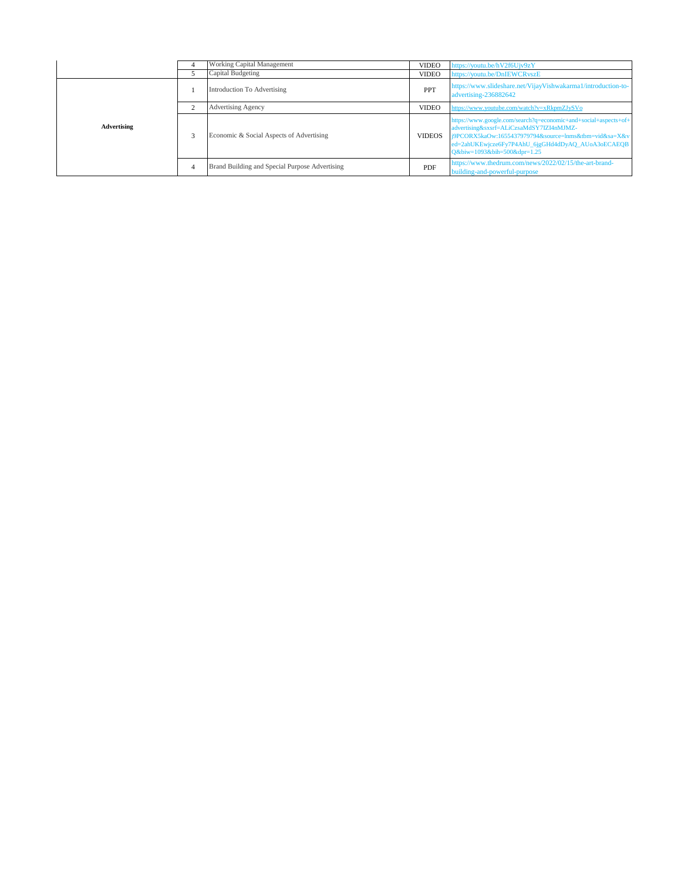|  |  |  |  |  |
|---|---|---|---|---|
|  | 4 | Working Capital Management | VIDEO | https://youtu.be/hV2f6Ujv9zY |
|  | 5 | Capital Budgeting | VIDEO | https://youtu.be/DnIEWCRvszE |
| **Advertising** | 1 | Introduction To Advertising | PPT | https://www.slideshare.net/VijayVishwakarma1/introduction-to-advertising-236882642 |
|  | 2 | Advertising Agency | VIDEO | https://www.youtube.com/watch?v=xRkpmZJySVo |
|  | 3 | Economic & Social Aspects of Advertising | VIDEOS | https://www.google.com/search?q=economic+and+social+aspects+of+advertising&sxsrf=ALiCzsaMdSY7IZI4nMJMZ-j9PCORX5kaOw:1655437979794&source=lnms&tbm=vid&sa=X&ved=2ahUKEwjcze6Fy7P4AhU_6jgGHd4dDyAQ_AUoA3oECAEQBQ&biw=1093&bih=500&dpr=1.25 |
|  | 4 | Brand Building and Special Purpose Advertising | PDF | https://www.thedrum.com/news/2022/02/15/the-art-brand-building-and-powerful-purpose |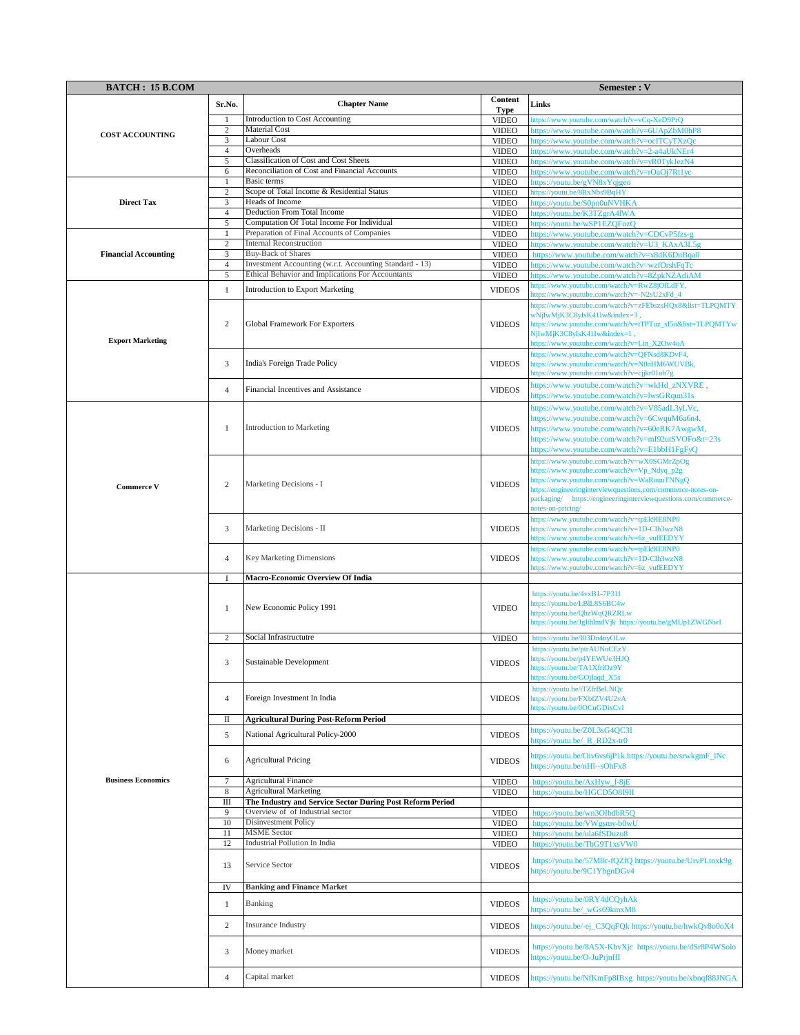| BATCH : 15 B.COM | | | | Semester : V |
|---|---|---|---|---|
| | Sr.No. | Chapter Name | Content Type | Links |
| COST ACCOUNTING | 1 | Introduction to Cost Accounting | VIDEO | https://www.youtube.com/watch?v=vCq-XeD9PrQ |
| | 2 | Material Cost | VIDEO | https://www.youtube.com/watch?v=6UApZbM0hP8 |
| | 3 | Labour Cost | VIDEO | https://www.youtube.com/watch?v=ocITCyTXzQc |
| | 4 | Overheads | VIDEO | https://www.youtube.com/watch?v=2-a4aUkNEr4 |
| | 5 | Classification of Cost and Cost Sheets | VIDEO | https://www.youtube.com/watch?v=yR0TykJezN4 |
| | 6 | Reconciliation of Cost and Financial Accounts | VIDEO | https://www.youtube.com/watch?v=rOaOj7Rt1yc |
| Direct Tax | 1 | Basic terms | VIDEO | https://youtu.be/gVN8xYqjgeo |
| | 2 | Scope of Total Income & Residential Status | VIDEO | https://youtu.be/8RxNbs9BqHY |
| | 3 | Heads of Income | VIDEO | https://youtu.be/S0pn0uNVHKA |
| | 4 | Deduction From Total Income | VIDEO | https://youtu.be/K3TZgrA4lWA |
| | 5 | Computation Of Total Income For Individual | VIDEO | https://youtu.be/wSP1EZQFozQ |
| Financial Accounting | 1 | Preparation of Final Accounts of Companies | VIDEO | https://www.youtube.com/watch?v=CDCvP5fzs-g |
| | 2 | Internal Reconstruction | VIDEO | https://www.youtube.com/watch?v=U3_KAxA3L5g |
| | 3 | Buy-Back of Shares | VIDEO | https://www.youtube.com/watch?v=x8dK6DnBqa0 |
| | 4 | Investment Accounting (w.r.t. Accounting Standard - 13) | VIDEO | https://www.youtube.com/watch?v=wzfOrshFqTc |
| | 5 | Ethical Behavior and Implications For Accountants | VIDEO | https://www.youtube.com/watch?v=8ZpkNZAdiAM |
| Export Marketing | 1 | Introduction to Export Marketing | VIDEOS | https://www.youtube.com/watch?v=RwZ8jOfLdFY, https://www.youtube.com/watch?v=-N2sU2xFd_4 |
| | 2 | Global Framework For Exporters | VIDEOS | https://www.youtube.com/watch?v=zFEbszsHQx8&list=TLPQMTYwNjIwMjK3C8yIsK41Iw&index=3 , https://www.youtube.com/watch?v=tTPTuz_sI5o&list=TLPQMTYwNjIwMjK3C8yIsK41Iw&index=1 , https://www.youtube.com/watch?v=Lin_X2Ow4oA |
| | 3 | India's Foreign Trade Policy | VIDEOS | https://www.youtube.com/watch?v=QFNsd8KDvF4, https://www.youtube.com/watch?v=N0nHM6WUVBk, https://www.youtube.com/watch?v=cjjkr01ob7g |
| | 4 | Financial Incentives and Assistance | VIDEOS | https://www.youtube.com/watch?v=wkHd_zNXVRE , https://www.youtube.com/watch?v=lwsGRqun31s |
| Commerce V | 1 | Introduction to Marketing | VIDEOS | https://www.youtube.com/watch?v=V85adL3yLVc, https://www.youtube.com/watch?v=6CwquM6a6n4, https://www.youtube.com/watch?v=60eRK7AwgwM, https://www.youtube.com/watch?v=mI92utSVOFo&t=23s https://www.youtube.com/watch?v=E1bbH1FgFyQ |
| | 2 | Marketing Decisions - I | VIDEOS | https://www.youtube.com/watch?v=wX0SGMrZpOg https://www.youtube.com/watch?v=Vp_Ndyq_p2g https://www.youtube.com/watch?v=WaRouuTNNgQ https://engineeringinterviewquestions.com/commerce-notes-on-packaging/ https://engineeringinterviewquestions.com/commerce-notes-on-pricing/ |
| | 3 | Marketing Decisions - II | VIDEOS | https://www.youtube.com/watch?v=tpEk9IE8NP0 https://www.youtube.com/watch?v=1D-CIh3wzN8 https://www.youtube.com/watch?v=6z_vufEEDYY |
| | 4 | Key Marketing Dimensions | VIDEOS | https://www.youtube.com/watch?v=tpEk9IE8NP0 https://www.youtube.com/watch?v=1D-CIh3wzN8 https://www.youtube.com/watch?v=6z_vufEEDYY |
| Business Economics | I | **Macro-Economic Overview Of India** | | |
| | 1 | New Economic Policy 1991 | VIDEO | https://youtu.be/4vxB1-7P31I https://youtu.be/LBlL8S6BC4w https://youtu.be/QhzWqQRZRLw https://youtu.be/JglthlmdVjk https://youtu.be/gMUp1ZWGNwI |
| | 2 | Social Infrastructutre | VIDEO | https://youtu.be/I03Dn4nyOLw |
| | 3 | Sustainable Development | VIDEOS | https://youtu.be/ptrAUNoCEzY https://youtu.be/p4YEWUe3HJQ https://youtu.be/TA1XfriOz9Y https://youtu.be/GOjIaqd_X5s |
| | 4 | Foreign Investment In India | VIDEOS | https://youtu.be/iTZfrBeLNQc https://youtu.be/FXbfZV4U2vA https://youtu.be/0OCuGDixCvI |
| | II | **Agricultural During Post-Reform Period** | | |
| | 5 | National Agricultural Policy-2000 | VIDEOS | https://youtu.be/Z0L3sG4QC3I https://youtu.be/_R_RD2x-tr0 |
| | 6 | Agricultural Pricing | VIDEOS | https://youtu.be/Oiv6vs6jP1k https://youtu.be/srwkgmF_lNc https://youtu.be/nHl--sOhFx8 |
| | 7 | Agricultural Finance | VIDEO | https://youtu.be/AxHyw_I-8jE |
| | 8 | Agricultural Marketing | VIDEO | https://youtu.be/HGCD5O8I9lI |
| | III | **The Industry and Service Sector During Post Reform Period** | | |
| | 9 | Overview of of Industrial sector | VIDEO | https://youtu.be/wn3OIbdbR5Q |
| | 10 | Disinvestment Policy | VIDEO | https://youtu.be/VWgsmy-b0wU |
| | 11 | MSME Sector | VIDEO | https://youtu.be/ula6fSDuzu8 |
| | 12 | Industrial Pollution In India | VIDEO | https://youtu.be/TbG9T1xsVW0 |
| | 13 | Service Sector | VIDEOS | https://youtu.be/57M8c-fQZfQ https://youtu.be/UrvPLtoxk9g https://youtu.be/9C1YbgnDGv4 |
| | IV | **Banking and Finance Market** | | |
| | 1 | Banking | VIDEOS | https://youtu.be/0RY4dCQyhAk https://youtu.be/_wGs69kmxM8 |
| | 2 | Insurance Industry | VIDEOS | https://youtu.be/-ej_C3QqFQk https://youtu.be/hwkQv8o0oX4 |
| | 3 | Money market | VIDEOS | https://youtu.be/8A5X-KbvXjc https://youtu.be/dSr8P4WSolo https://youtu.be/O-JuPrjnffI |
| | 4 | Capital market | VIDEOS | https://youtu.be/NfKmFp8IBxg https://youtu.be/xbnqf88JNGA |